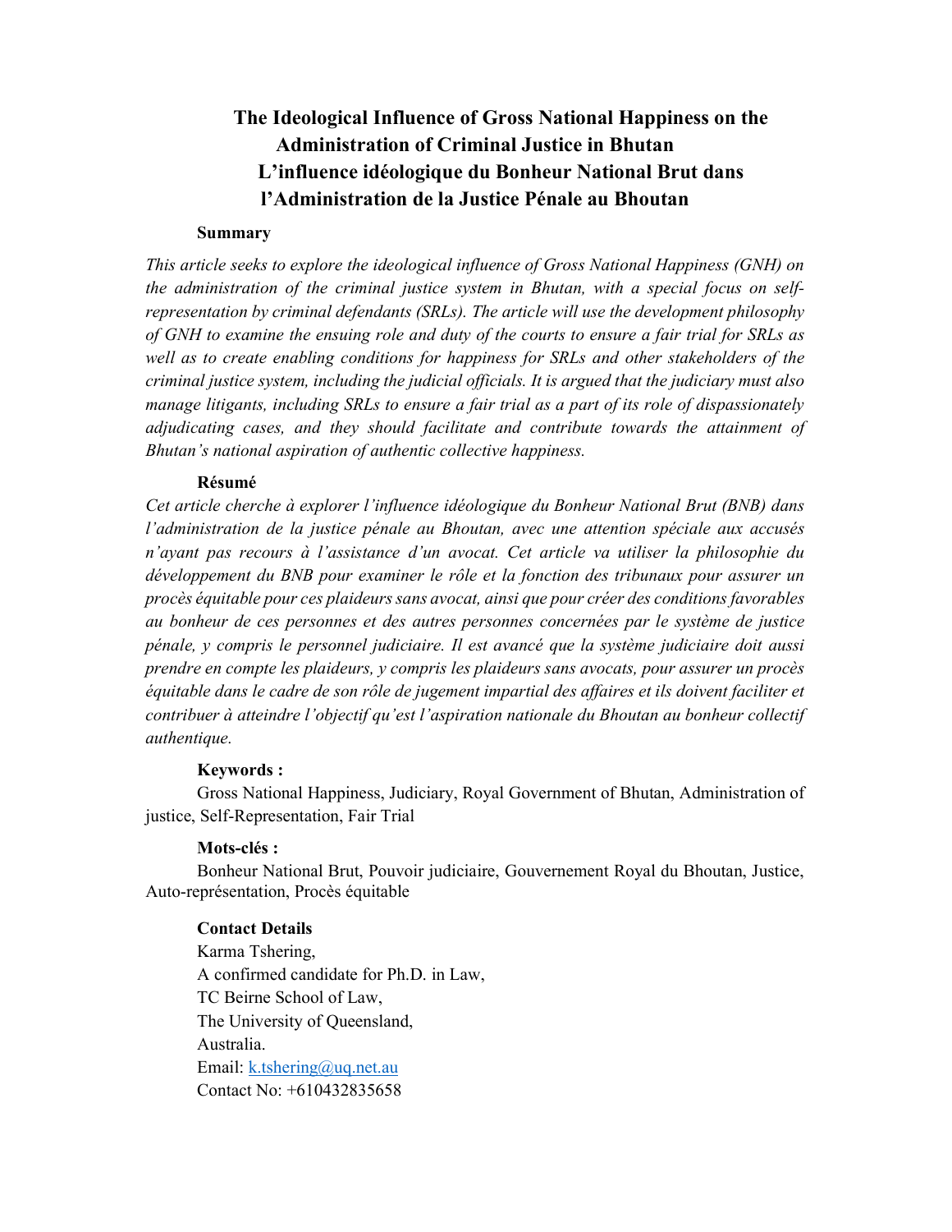# The Ideological Influence of Gross National Happiness on the Administration of Criminal Justice in Bhutan

# L'influence idéologique du Bonheur National Brut dans l'Administration de la Justice Pénale au Bhoutan

**Summary**

*This article seeks to explore the ideological influence of Gross National Happiness (GNH) on the administration of the criminal justice system in Bhutan, with a special focus on self-representation by criminal defendants (SRLs). The article will use the development philosophy of GNH to examine the ensuing role and duty of the courts to ensure a fair trial for SRLs as well as to create enabling conditions for happiness for SRLs and other stakeholders of the criminal justice system, including the judicial officials. It is argued that the judiciary must also manage litigants, including SRLs to ensure a fair trial as a part of its role of dispassionately adjudicating cases, and they should facilitate and contribute towards the attainment of Bhutan's national aspiration of authentic collective happiness.*

**Résumé**

*Cet article cherche à explorer l'influence idéologique du Bonheur National Brut (BNB) dans l'administration de la justice pénale au Bhoutan, avec une attention spéciale aux accusés n'ayant pas recours à l'assistance d'un avocat. Cet article va utiliser la philosophie du développement du BNB pour examiner le rôle et la fonction des tribunaux pour assurer un procès équitable pour ces plaideurs sans avocat, ainsi que pour créer des conditions favorables au bonheur de ces personnes et des autres personnes concernées par le système de justice pénale, y compris le personnel judiciaire. Il est avancé que la système judiciaire doit aussi prendre en compte les plaideurs, y compris les plaideurs sans avocats, pour assurer un procès équitable dans le cadre de son rôle de jugement impartial des affaires et ils doivent faciliter et contribuer à atteindre l'objectif qu'est l'aspiration nationale du Bhoutan au bonheur collectif authentique.*

**Keywords :**

Gross National Happiness, Judiciary, Royal Government of Bhutan, Administration of justice, Self-Representation, Fair Trial

**Mots-clés :**

Bonheur National Brut, Pouvoir judiciaire, Gouvernement Royal du Bhoutan, Justice, Auto-représentation, Procès équitable

**Contact Details**

Karma Tshering,
A confirmed candidate for Ph.D. in Law,
TC Beirne School of Law,
The University of Queensland,
Australia.
Email: k.tshering@uq.net.au
Contact No: +610432835658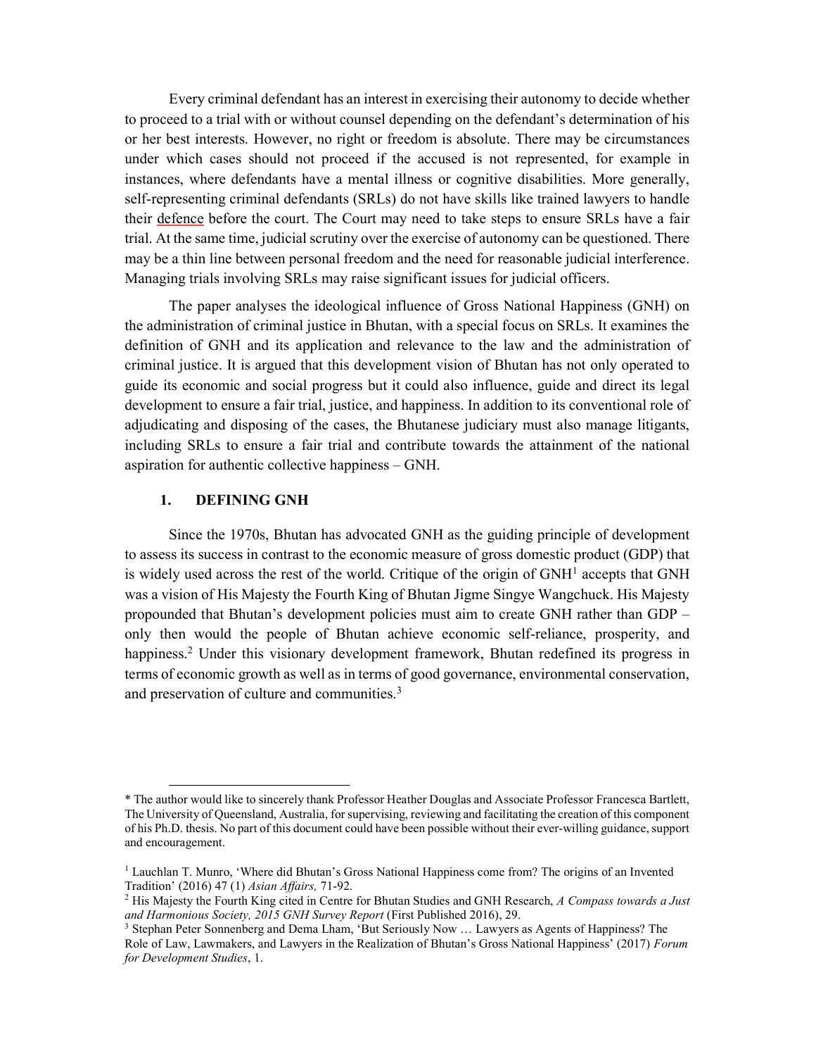Every criminal defendant has an interest in exercising their autonomy to decide whether to proceed to a trial with or without counsel depending on the defendant's determination of his or her best interests. However, no right or freedom is absolute. There may be circumstances under which cases should not proceed if the accused is not represented, for example in instances, where defendants have a mental illness or cognitive disabilities. More generally, self-representing criminal defendants (SRLs) do not have skills like trained lawyers to handle their defence before the court. The Court may need to take steps to ensure SRLs have a fair trial. At the same time, judicial scrutiny over the exercise of autonomy can be questioned. There may be a thin line between personal freedom and the need for reasonable judicial interference. Managing trials involving SRLs may raise significant issues for judicial officers.

The paper analyses the ideological influence of Gross National Happiness (GNH) on the administration of criminal justice in Bhutan, with a special focus on SRLs. It examines the definition of GNH and its application and relevance to the law and the administration of criminal justice. It is argued that this development vision of Bhutan has not only operated to guide its economic and social progress but it could also influence, guide and direct its legal development to ensure a fair trial, justice, and happiness. In addition to its conventional role of adjudicating and disposing of the cases, the Bhutanese judiciary must also manage litigants, including SRLs to ensure a fair trial and contribute towards the attainment of the national aspiration for authentic collective happiness – GNH.

## 1. DEFINING GNH

Since the 1970s, Bhutan has advocated GNH as the guiding principle of development to assess its success in contrast to the economic measure of gross domestic product (GDP) that is widely used across the rest of the world. Critique of the origin of GNH[1] accepts that GNH was a vision of His Majesty the Fourth King of Bhutan Jigme Singye Wangchuck. His Majesty propounded that Bhutan's development policies must aim to create GNH rather than GDP – only then would the people of Bhutan achieve economic self-reliance, prosperity, and happiness.[2] Under this visionary development framework, Bhutan redefined its progress in terms of economic growth as well as in terms of good governance, environmental conservation, and preservation of culture and communities.[3]

---

* The author would like to sincerely thank Professor Heather Douglas and Associate Professor Francesca Bartlett, The University of Queensland, Australia, for supervising, reviewing and facilitating the creation of this component of his Ph.D. thesis. No part of this document could have been possible without their ever-willing guidance, support and encouragement.

[1] Lauchlan T. Munro, 'Where did Bhutan's Gross National Happiness come from? The origins of an Invented Tradition' (2016) 47 (1) *Asian Affairs,* 71-92.

[2] His Majesty the Fourth King cited in Centre for Bhutan Studies and GNH Research, *A Compass towards a Just and Harmonious Society, 2015 GNH Survey Report* (First Published 2016), 29.

[3] Stephan Peter Sonnenberg and Dema Lham, 'But Seriously Now … Lawyers as Agents of Happiness? The Role of Law, Lawmakers, and Lawyers in the Realization of Bhutan's Gross National Happiness' (2017) *Forum for Development Studies*, 1.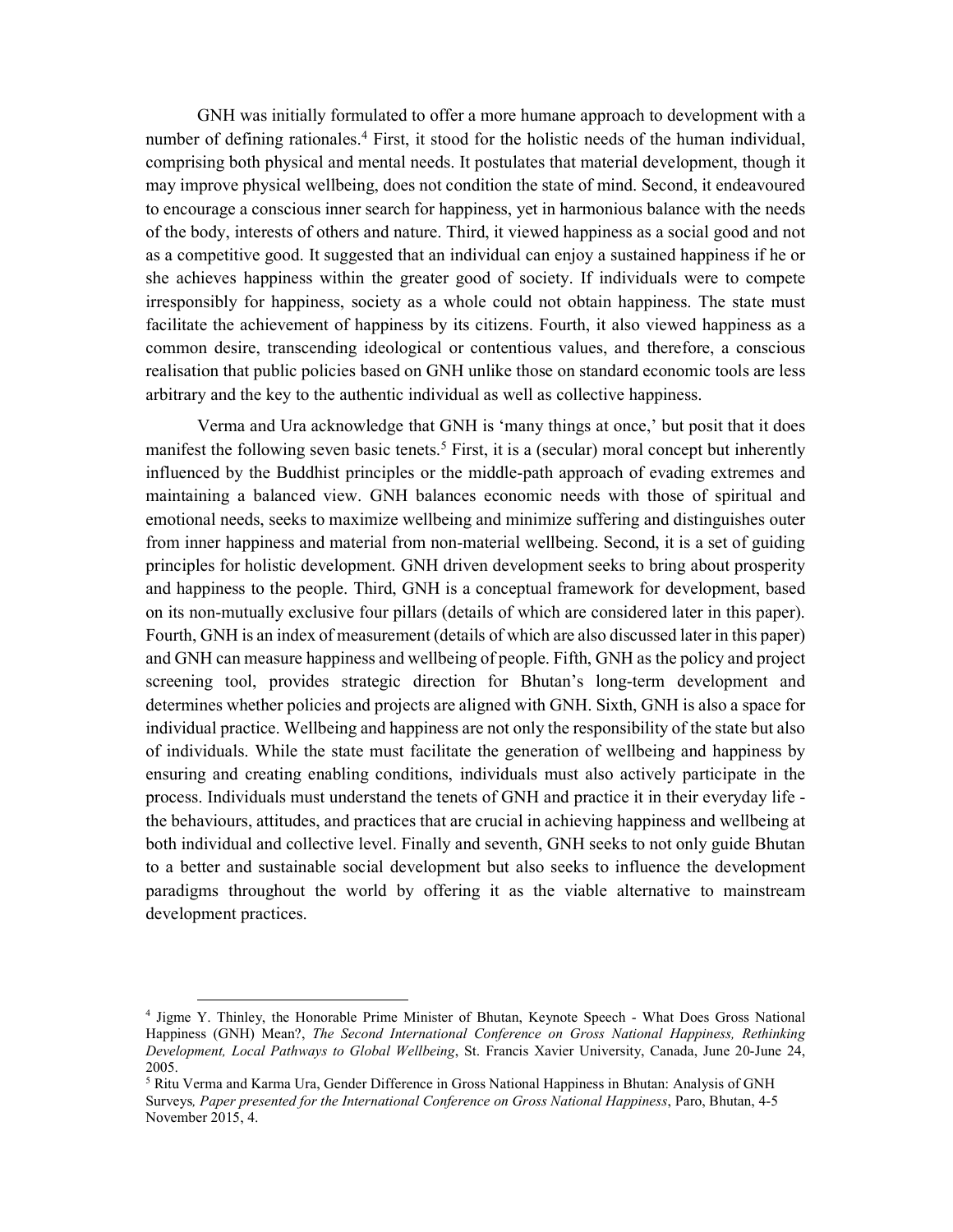GNH was initially formulated to offer a more humane approach to development with a number of defining rationales.[4] First, it stood for the holistic needs of the human individual, comprising both physical and mental needs. It postulates that material development, though it may improve physical wellbeing, does not condition the state of mind. Second, it endeavoured to encourage a conscious inner search for happiness, yet in harmonious balance with the needs of the body, interests of others and nature. Third, it viewed happiness as a social good and not as a competitive good. It suggested that an individual can enjoy a sustained happiness if he or she achieves happiness within the greater good of society. If individuals were to compete irresponsibly for happiness, society as a whole could not obtain happiness. The state must facilitate the achievement of happiness by its citizens. Fourth, it also viewed happiness as a common desire, transcending ideological or contentious values, and therefore, a conscious realisation that public policies based on GNH unlike those on standard economic tools are less arbitrary and the key to the authentic individual as well as collective happiness.

Verma and Ura acknowledge that GNH is 'many things at once,' but posit that it does manifest the following seven basic tenets.[5] First, it is a (secular) moral concept but inherently influenced by the Buddhist principles or the middle-path approach of evading extremes and maintaining a balanced view. GNH balances economic needs with those of spiritual and emotional needs, seeks to maximize wellbeing and minimize suffering and distinguishes outer from inner happiness and material from non-material wellbeing. Second, it is a set of guiding principles for holistic development. GNH driven development seeks to bring about prosperity and happiness to the people. Third, GNH is a conceptual framework for development, based on its non-mutually exclusive four pillars (details of which are considered later in this paper). Fourth, GNH is an index of measurement (details of which are also discussed later in this paper) and GNH can measure happiness and wellbeing of people. Fifth, GNH as the policy and project screening tool, provides strategic direction for Bhutan's long-term development and determines whether policies and projects are aligned with GNH. Sixth, GNH is also a space for individual practice. Wellbeing and happiness are not only the responsibility of the state but also of individuals. While the state must facilitate the generation of wellbeing and happiness by ensuring and creating enabling conditions, individuals must also actively participate in the process. Individuals must understand the tenets of GNH and practice it in their everyday life - the behaviours, attitudes, and practices that are crucial in achieving happiness and wellbeing at both individual and collective level. Finally and seventh, GNH seeks to not only guide Bhutan to a better and sustainable social development but also seeks to influence the development paradigms throughout the world by offering it as the viable alternative to mainstream development practices.

---

[4] Jigme Y. Thinley, the Honorable Prime Minister of Bhutan, Keynote Speech - What Does Gross National Happiness (GNH) Mean?, *The Second International Conference on Gross National Happiness, Rethinking Development, Local Pathways to Global Wellbeing*, St. Francis Xavier University, Canada, June 20-June 24, 2005.

[5] Ritu Verma and Karma Ura, Gender Difference in Gross National Happiness in Bhutan: Analysis of GNH Surveys*, Paper presented for the International Conference on Gross National Happiness*, Paro, Bhutan, 4-5 November 2015, 4.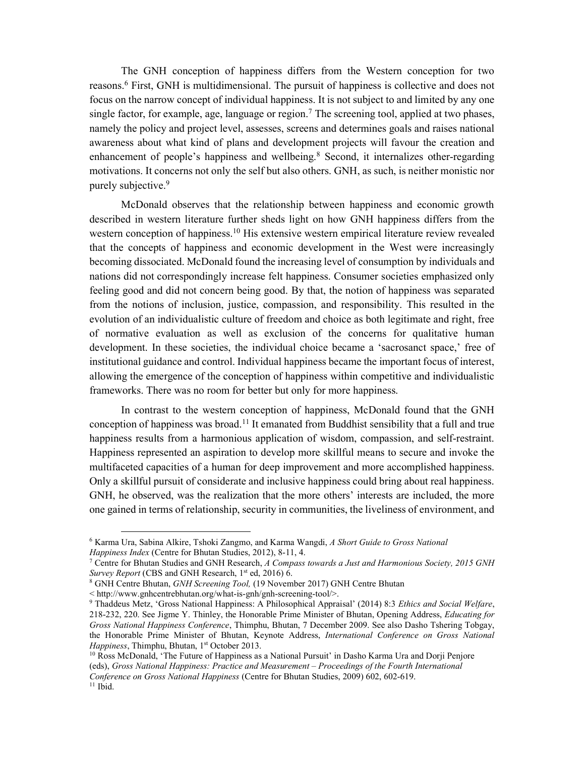The GNH conception of happiness differs from the Western conception for two reasons.[6] First, GNH is multidimensional. The pursuit of happiness is collective and does not focus on the narrow concept of individual happiness. It is not subject to and limited by any one single factor, for example, age, language or region.[7] The screening tool, applied at two phases, namely the policy and project level, assesses, screens and determines goals and raises national awareness about what kind of plans and development projects will favour the creation and enhancement of people's happiness and wellbeing.[8] Second, it internalizes other-regarding motivations. It concerns not only the self but also others. GNH, as such, is neither monistic nor purely subjective.[9]

McDonald observes that the relationship between happiness and economic growth described in western literature further sheds light on how GNH happiness differs from the western conception of happiness.[10] His extensive western empirical literature review revealed that the concepts of happiness and economic development in the West were increasingly becoming dissociated. McDonald found the increasing level of consumption by individuals and nations did not correspondingly increase felt happiness. Consumer societies emphasized only feeling good and did not concern being good. By that, the notion of happiness was separated from the notions of inclusion, justice, compassion, and responsibility. This resulted in the evolution of an individualistic culture of freedom and choice as both legitimate and right, free of normative evaluation as well as exclusion of the concerns for qualitative human development. In these societies, the individual choice became a 'sacrosanct space,' free of institutional guidance and control. Individual happiness became the important focus of interest, allowing the emergence of the conception of happiness within competitive and individualistic frameworks. There was no room for better but only for more happiness.

In contrast to the western conception of happiness, McDonald found that the GNH conception of happiness was broad.[11] It emanated from Buddhist sensibility that a full and true happiness results from a harmonious application of wisdom, compassion, and self-restraint. Happiness represented an aspiration to develop more skillful means to secure and invoke the multifaceted capacities of a human for deep improvement and more accomplished happiness. Only a skillful pursuit of considerate and inclusive happiness could bring about real happiness. GNH, he observed, was the realization that the more others' interests are included, the more one gained in terms of relationship, security in communities, the liveliness of environment, and

---

[6] Karma Ura, Sabina Alkire, Tshoki Zangmo, and Karma Wangdi, *A Short Guide to Gross National Happiness Index* (Centre for Bhutan Studies, 2012), 8-11, 4.

[7] Centre for Bhutan Studies and GNH Research, *A Compass towards a Just and Harmonious Society, 2015 GNH Survey Report* (CBS and GNH Research, 1st ed, 2016) 6.

[8] GNH Centre Bhutan, *GNH Screening Tool,* (19 November 2017) GNH Centre Bhutan < http://www.gnhcentrebhutan.org/what-is-gnh/gnh-screening-tool/>.

[9] Thaddeus Metz, 'Gross National Happiness: A Philosophical Appraisal' (2014) 8:3 *Ethics and Social Welfare*, 218-232, 220. See Jigme Y. Thinley, the Honorable Prime Minister of Bhutan, Opening Address, *Educating for Gross National Happiness Conference*, Thimphu, Bhutan, 7 December 2009. See also Dasho Tshering Tobgay, the Honorable Prime Minister of Bhutan, Keynote Address, *International Conference on Gross National Happiness*, Thimphu, Bhutan, 1st October 2013.

[10] Ross McDonald, 'The Future of Happiness as a National Pursuit' in Dasho Karma Ura and Dorji Penjore (eds), *Gross National Happiness: Practice and Measurement – Proceedings of the Fourth International Conference on Gross National Happiness* (Centre for Bhutan Studies, 2009) 602, 602-619.

[11] Ibid.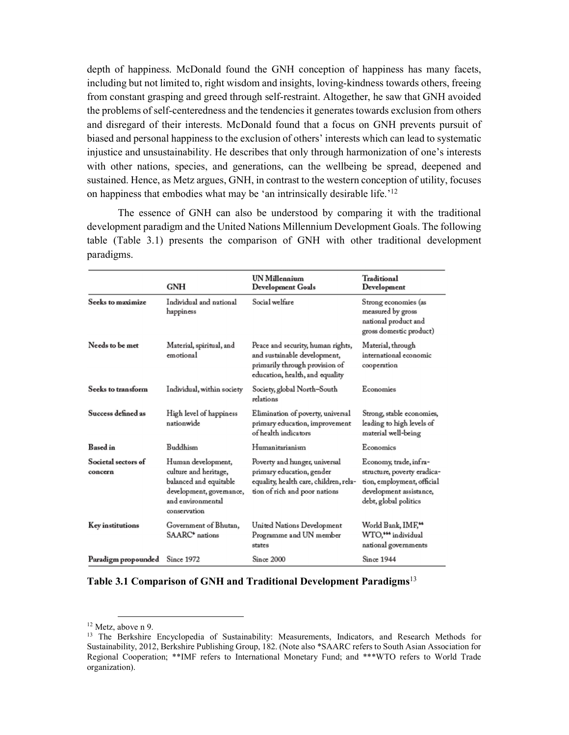depth of happiness. McDonald found the GNH conception of happiness has many facets, including but not limited to, right wisdom and insights, loving-kindness towards others, freeing from constant grasping and greed through self-restraint. Altogether, he saw that GNH avoided the problems of self-centeredness and the tendencies it generates towards exclusion from others and disregard of their interests. McDonald found that a focus on GNH prevents pursuit of biased and personal happiness to the exclusion of others' interests which can lead to systematic injustice and unsustainability. He describes that only through harmonization of one's interests with other nations, species, and generations, can the wellbeing be spread, deepened and sustained. Hence, as Metz argues, GNH, in contrast to the western conception of utility, focuses on happiness that embodies what may be 'an intrinsically desirable life.'[12]

The essence of GNH can also be understood by comparing it with the traditional development paradigm and the United Nations Millennium Development Goals. The following table (Table 3.1) presents the comparison of GNH with other traditional development paradigms.

| | GNH | UN Millennium Development Goals | Traditional Development |
|---|---|---|---|
| **Seeks to maximize** | Individual and national happiness | Social welfare | Strong economies (as measured by gross national product and gross domestic product) |
| **Needs to be met** | Material, spiritual, and emotional | Peace and security, human rights, and sustainable development, primarily through provision of education, health, and equality | Material, through international economic cooperation |
| **Seeks to transform** | Individual, within society | Society, global North–South relations | Economies |
| **Success defined as** | High level of happiness nationwide | Elimination of poverty, universal primary education, improvement of health indicators | Strong, stable economies, leading to high levels of material well-being |
| **Based in** | Buddhism | Humanitarianism | Economics |
| **Societal sectors of concern** | Human development, culture and heritage, balanced and equitable development, governance, and environmental conservation | Poverty and hunger, universal primary education, gender equality, health care, children, relation of rich and poor nations | Economy, trade, infrastructure, poverty eradication, employment, official development assistance, debt, global politics |
| **Key institutions** | Government of Bhutan, SAARC* nations | United Nations Development Programme and UN member states | World Bank, IMF,** WTO,*** individual national governments |
| **Paradigm propounded** | Since 1972 | Since 2000 | Since 1944 |

**Table 3.1 Comparison of GNH and Traditional Development Paradigms**[13]

---

[12] Metz, above n 9.

[13] The Berkshire Encyclopedia of Sustainability: Measurements, Indicators, and Research Methods for Sustainability, 2012, Berkshire Publishing Group, 182. (Note also *SAARC refers to South Asian Association for Regional Cooperation; **IMF refers to International Monetary Fund; and ***WTO refers to World Trade organization).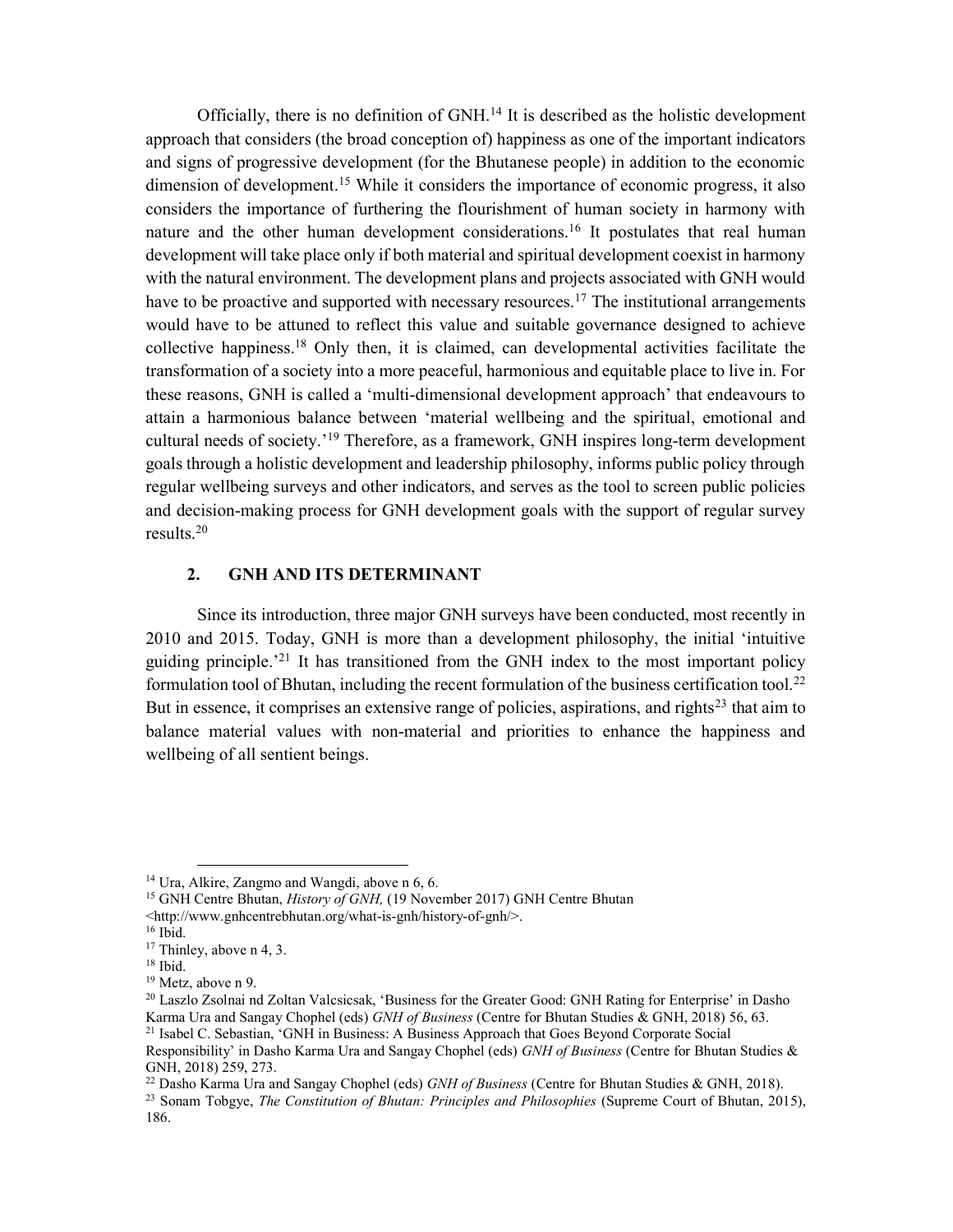Officially, there is no definition of GNH.[14] It is described as the holistic development approach that considers (the broad conception of) happiness as one of the important indicators and signs of progressive development (for the Bhutanese people) in addition to the economic dimension of development.[15] While it considers the importance of economic progress, it also considers the importance of furthering the flourishment of human society in harmony with nature and the other human development considerations.[16] It postulates that real human development will take place only if both material and spiritual development coexist in harmony with the natural environment. The development plans and projects associated with GNH would have to be proactive and supported with necessary resources.[17] The institutional arrangements would have to be attuned to reflect this value and suitable governance designed to achieve collective happiness.[18] Only then, it is claimed, can developmental activities facilitate the transformation of a society into a more peaceful, harmonious and equitable place to live in. For these reasons, GNH is called a 'multi-dimensional development approach' that endeavours to attain a harmonious balance between 'material wellbeing and the spiritual, emotional and cultural needs of society.'[19] Therefore, as a framework, GNH inspires long-term development goals through a holistic development and leadership philosophy, informs public policy through regular wellbeing surveys and other indicators, and serves as the tool to screen public policies and decision-making process for GNH development goals with the support of regular survey results.[20]

## 2. GNH AND ITS DETERMINANT

Since its introduction, three major GNH surveys have been conducted, most recently in 2010 and 2015. Today, GNH is more than a development philosophy, the initial 'intuitive guiding principle.'[21] It has transitioned from the GNH index to the most important policy formulation tool of Bhutan, including the recent formulation of the business certification tool.[22] But in essence, it comprises an extensive range of policies, aspirations, and rights[23] that aim to balance material values with non-material and priorities to enhance the happiness and wellbeing of all sentient beings.

---

[14] Ura, Alkire, Zangmo and Wangdi, above n 6, 6.

[15] GNH Centre Bhutan, *History of GNH,* (19 November 2017) GNH Centre Bhutan <http://www.gnhcentrebhutan.org/what-is-gnh/history-of-gnh/>.

[16] Ibid.

[17] Thinley, above n 4, 3.

[18] Ibid.

[19] Metz, above n 9.

[20] Laszlo Zsolnai nd Zoltan Valcsicsak, 'Business for the Greater Good: GNH Rating for Enterprise' in Dasho Karma Ura and Sangay Chophel (eds) *GNH of Business* (Centre for Bhutan Studies & GNH, 2018) 56, 63.

[21] Isabel C. Sebastian, 'GNH in Business: A Business Approach that Goes Beyond Corporate Social Responsibility' in Dasho Karma Ura and Sangay Chophel (eds) *GNH of Business* (Centre for Bhutan Studies & GNH, 2018) 259, 273.

[22] Dasho Karma Ura and Sangay Chophel (eds) *GNH of Business* (Centre for Bhutan Studies & GNH, 2018).

[23] Sonam Tobgye, *The Constitution of Bhutan: Principles and Philosophies* (Supreme Court of Bhutan, 2015), 186.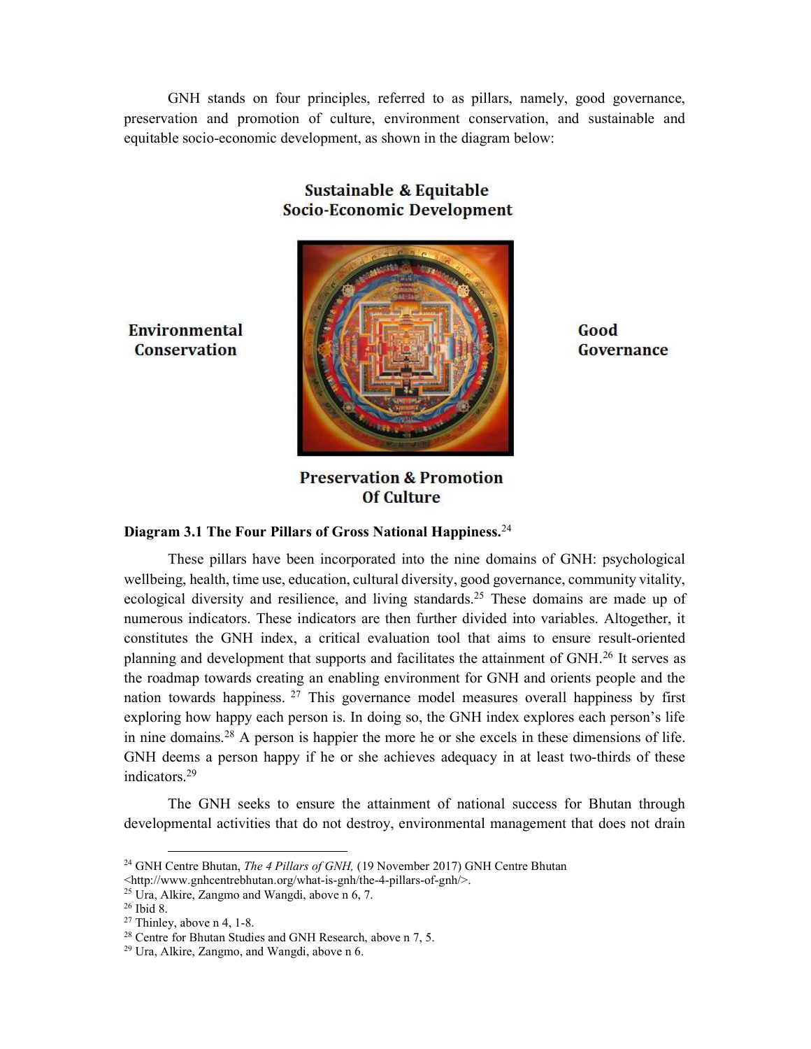GNH stands on four principles, referred to as pillars, namely, good governance, preservation and promotion of culture, environment conservation, and sustainable and equitable socio-economic development, as shown in the diagram below:

**Sustainable & Equitable Socio-Economic Development**

**Environmental Conservation**

**Good Governance**

**Preservation & Promotion Of Culture**

**Diagram 3.1 The Four Pillars of Gross National Happiness.**[24]

These pillars have been incorporated into the nine domains of GNH: psychological wellbeing, health, time use, education, cultural diversity, good governance, community vitality, ecological diversity and resilience, and living standards.[25] These domains are made up of numerous indicators. These indicators are then further divided into variables. Altogether, it constitutes the GNH index, a critical evaluation tool that aims to ensure result-oriented planning and development that supports and facilitates the attainment of GNH.[26] It serves as the roadmap towards creating an enabling environment for GNH and orients people and the nation towards happiness. [27] This governance model measures overall happiness by first exploring how happy each person is. In doing so, the GNH index explores each person's life in nine domains.[28] A person is happier the more he or she excels in these dimensions of life. GNH deems a person happy if he or she achieves adequacy in at least two-thirds of these indicators.[29]

The GNH seeks to ensure the attainment of national success for Bhutan through developmental activities that do not destroy, environmental management that does not drain

---

[24] GNH Centre Bhutan, *The 4 Pillars of GNH,* (19 November 2017) GNH Centre Bhutan <http://www.gnhcentrebhutan.org/what-is-gnh/the-4-pillars-of-gnh/>.

[25] Ura, Alkire, Zangmo and Wangdi, above n 6, 7.

[26] Ibid 8.

[27] Thinley, above n 4, 1-8.

[28] Centre for Bhutan Studies and GNH Research, above n 7, 5.

[29] Ura, Alkire, Zangmo, and Wangdi, above n 6.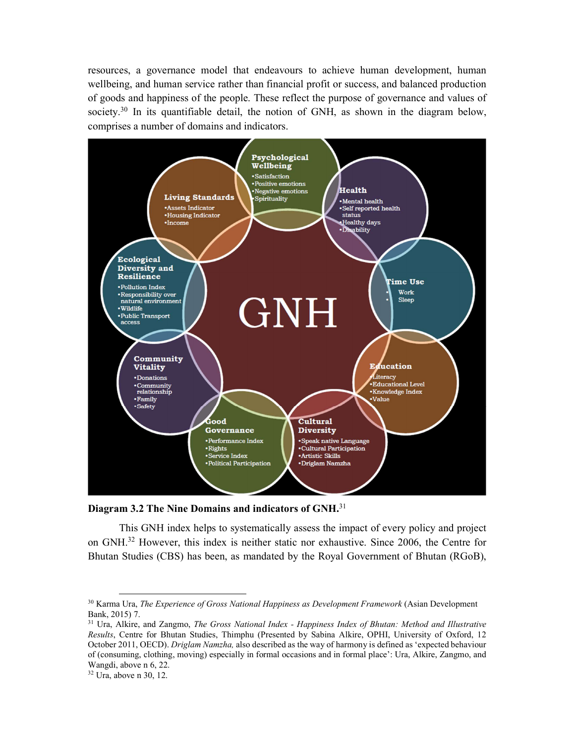resources, a governance model that endeavours to achieve human development, human wellbeing, and human service rather than financial profit or success, and balanced production of goods and happiness of the people. These reflect the purpose of governance and values of society.[30] In its quantifiable detail, the notion of GNH, as shown in the diagram below, comprises a number of domains and indicators.

**GNH**

**Psychological Wellbeing**
- Satisfaction
- Positive emotions
- Negative emotions
- Spirituality

**Health**
- Mental health
- Self reported health status
- Healthy days
- Disability

**Time Use**
- Work
- Sleep

**Education**
- Literacy
- Educational Level
- Knowledge Index
- Value

**Cultural Diversity**
- Speak native Language
- Cultural Participation
- Artistic Skills
- Driglam Namzha

**Good Governance**
- Performance Index
- Rights
- Service Index
- Political Participation

**Community Vitality**
- Donations
- Community relationship
- Family
- Safety

**Ecological Diversity and Resilience**
- Pollution Index
- Responsibility over natural environment
- Wildlife
- Public Transport access

**Living Standards**
- Assets Indicator
- Housing Indicator
- Income

**Diagram 3.2 The Nine Domains and indicators of GNH.**[31]

This GNH index helps to systematically assess the impact of every policy and project on GNH.[32] However, this index is neither static nor exhaustive. Since 2006, the Centre for Bhutan Studies (CBS) has been, as mandated by the Royal Government of Bhutan (RGoB),

---

[30] Karma Ura, *The Experience of Gross National Happiness as Development Framework* (Asian Development Bank, 2015) 7.

[31] Ura, Alkire, and Zangmo, *The Gross National Index - Happiness Index of Bhutan: Method and Illustrative Results*, Centre for Bhutan Studies, Thimphu (Presented by Sabina Alkire, OPHI, University of Oxford, 12 October 2011, OECD). *Driglam Namzha,* also described as the way of harmony is defined as 'expected behaviour of (consuming, clothing, moving) especially in formal occasions and in formal place': Ura, Alkire, Zangmo, and Wangdi, above n 6, 22.

[32] Ura, above n 30, 12.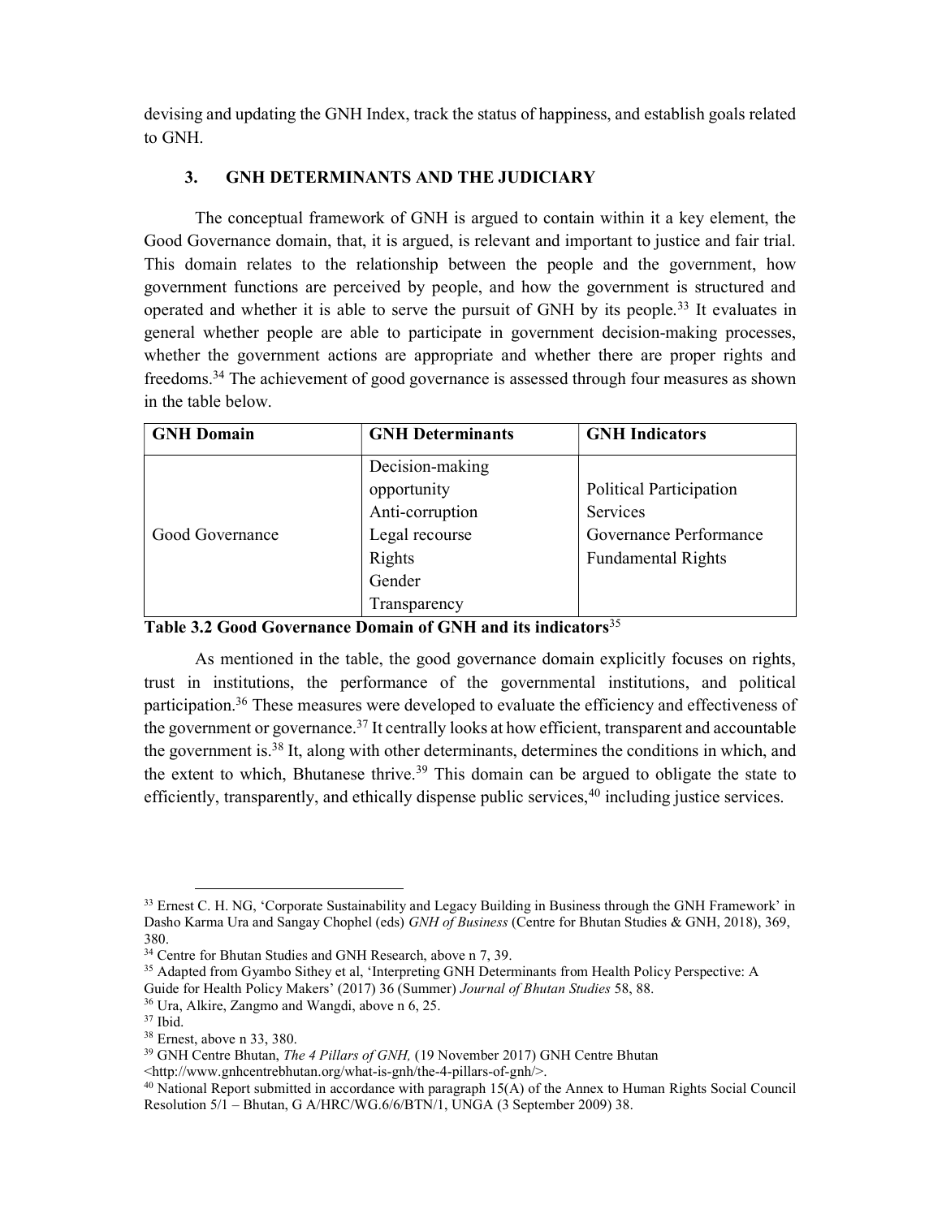devising and updating the GNH Index, track the status of happiness, and establish goals related to GNH.

## 3. GNH DETERMINANTS AND THE JUDICIARY

The conceptual framework of GNH is argued to contain within it a key element, the Good Governance domain, that, it is argued, is relevant and important to justice and fair trial. This domain relates to the relationship between the people and the government, how government functions are perceived by people, and how the government is structured and operated and whether it is able to serve the pursuit of GNH by its people.[33] It evaluates in general whether people are able to participate in government decision-making processes, whether the government actions are appropriate and whether there are proper rights and freedoms.[34] The achievement of good governance is assessed through four measures as shown in the table below.

| GNH Domain | GNH Determinants | GNH Indicators |
|---|---|---|
| Good Governance | Decision-making opportunity<br>Anti-corruption<br>Legal recourse<br>Rights<br>Gender<br>Transparency | Political Participation<br>Services<br>Governance Performance<br>Fundamental Rights |

**Table 3.2 Good Governance Domain of GNH and its indicators**[35]

As mentioned in the table, the good governance domain explicitly focuses on rights, trust in institutions, the performance of the governmental institutions, and political participation.[36] These measures were developed to evaluate the efficiency and effectiveness of the government or governance.[37] It centrally looks at how efficient, transparent and accountable the government is.[38] It, along with other determinants, determines the conditions in which, and the extent to which, Bhutanese thrive.[39] This domain can be argued to obligate the state to efficiently, transparently, and ethically dispense public services,[40] including justice services.

---

[33] Ernest C. H. NG, 'Corporate Sustainability and Legacy Building in Business through the GNH Framework' in Dasho Karma Ura and Sangay Chophel (eds) *GNH of Business* (Centre for Bhutan Studies & GNH, 2018), 369, 380.

[34] Centre for Bhutan Studies and GNH Research, above n 7, 39.

[35] Adapted from Gyambo Sithey et al, 'Interpreting GNH Determinants from Health Policy Perspective: A Guide for Health Policy Makers' (2017) 36 (Summer) *Journal of Bhutan Studies* 58, 88.

[36] Ura, Alkire, Zangmo and Wangdi, above n 6, 25.

[37] Ibid.

[38] Ernest, above n 33, 380.

[39] GNH Centre Bhutan, *The 4 Pillars of GNH,* (19 November 2017) GNH Centre Bhutan <http://www.gnhcentrebhutan.org/what-is-gnh/the-4-pillars-of-gnh/>.

[40] National Report submitted in accordance with paragraph 15(A) of the Annex to Human Rights Social Council Resolution 5/1 – Bhutan, G A/HRC/WG.6/6/BTN/1, UNGA (3 September 2009) 38.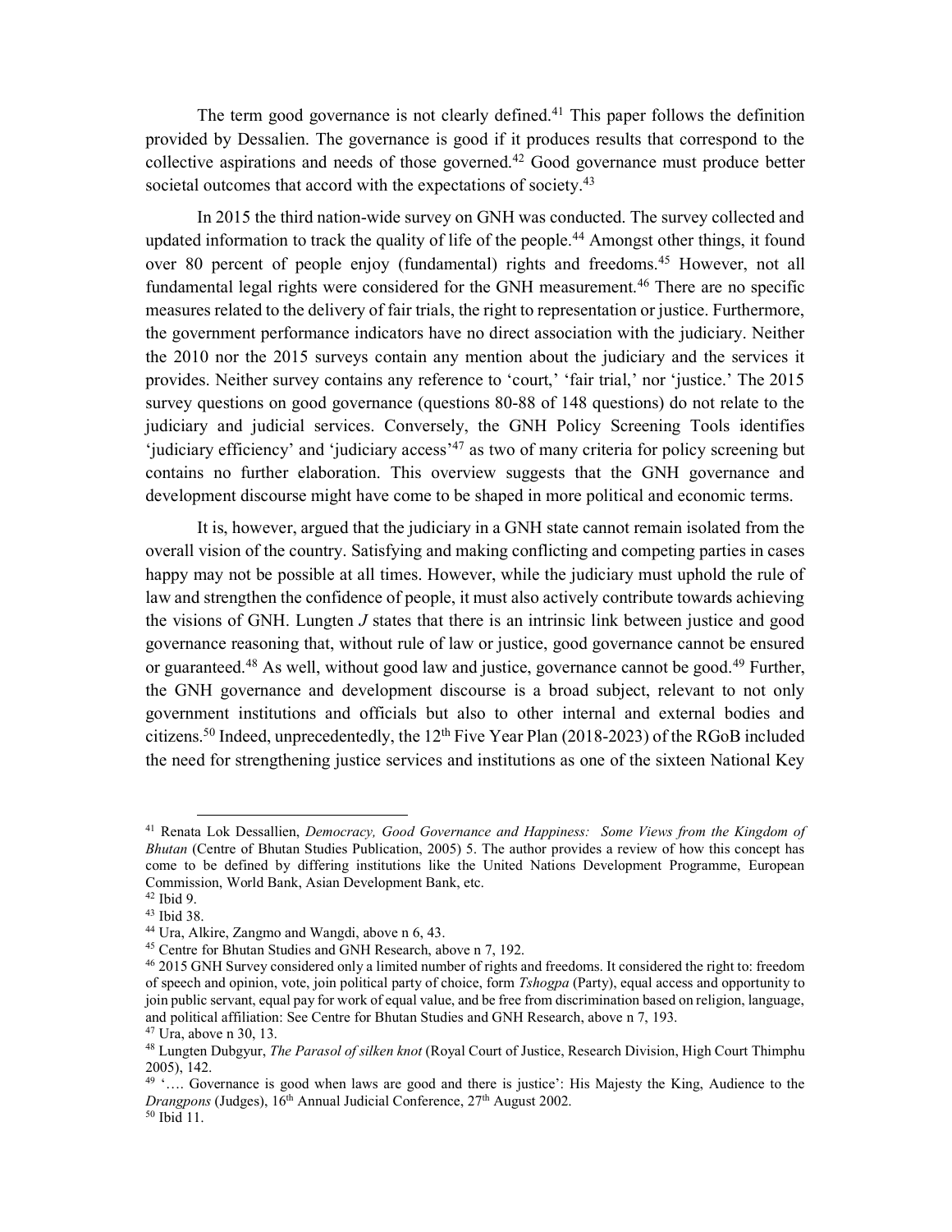The term good governance is not clearly defined.[41] This paper follows the definition provided by Dessalien. The governance is good if it produces results that correspond to the collective aspirations and needs of those governed.[42] Good governance must produce better societal outcomes that accord with the expectations of society.[43]

In 2015 the third nation-wide survey on GNH was conducted. The survey collected and updated information to track the quality of life of the people.[44] Amongst other things, it found over 80 percent of people enjoy (fundamental) rights and freedoms.[45] However, not all fundamental legal rights were considered for the GNH measurement.[46] There are no specific measures related to the delivery of fair trials, the right to representation or justice. Furthermore, the government performance indicators have no direct association with the judiciary. Neither the 2010 nor the 2015 surveys contain any mention about the judiciary and the services it provides. Neither survey contains any reference to 'court,' 'fair trial,' nor 'justice.' The 2015 survey questions on good governance (questions 80-88 of 148 questions) do not relate to the judiciary and judicial services. Conversely, the GNH Policy Screening Tools identifies 'judiciary efficiency' and 'judiciary access'[47] as two of many criteria for policy screening but contains no further elaboration. This overview suggests that the GNH governance and development discourse might have come to be shaped in more political and economic terms.

It is, however, argued that the judiciary in a GNH state cannot remain isolated from the overall vision of the country. Satisfying and making conflicting and competing parties in cases happy may not be possible at all times. However, while the judiciary must uphold the rule of law and strengthen the confidence of people, it must also actively contribute towards achieving the visions of GNH. Lungten *J* states that there is an intrinsic link between justice and good governance reasoning that, without rule of law or justice, good governance cannot be ensured or guaranteed.[48] As well, without good law and justice, governance cannot be good.[49] Further, the GNH governance and development discourse is a broad subject, relevant to not only government institutions and officials but also to other internal and external bodies and citizens.[50] Indeed, unprecedentedly, the 12th Five Year Plan (2018-2023) of the RGoB included the need for strengthening justice services and institutions as one of the sixteen National Key

---

[41] Renata Lok Dessallien, *Democracy, Good Governance and Happiness: Some Views from the Kingdom of Bhutan* (Centre of Bhutan Studies Publication, 2005) 5. The author provides a review of how this concept has come to be defined by differing institutions like the United Nations Development Programme, European Commission, World Bank, Asian Development Bank, etc.

[42] Ibid 9.

[43] Ibid 38.

[44] Ura, Alkire, Zangmo and Wangdi, above n 6, 43.

[45] Centre for Bhutan Studies and GNH Research, above n 7, 192.

[46] 2015 GNH Survey considered only a limited number of rights and freedoms. It considered the right to: freedom of speech and opinion, vote, join political party of choice, form *Tshogpa* (Party), equal access and opportunity to join public servant, equal pay for work of equal value, and be free from discrimination based on religion, language, and political affiliation: See Centre for Bhutan Studies and GNH Research, above n 7, 193.

[47] Ura, above n 30, 13.

[48] Lungten Dubgyur, *The Parasol of silken knot* (Royal Court of Justice, Research Division, High Court Thimphu 2005), 142.

[49] '…. Governance is good when laws are good and there is justice': His Majesty the King, Audience to the *Drangpons* (Judges), 16th Annual Judicial Conference, 27th August 2002.

[50] Ibid 11.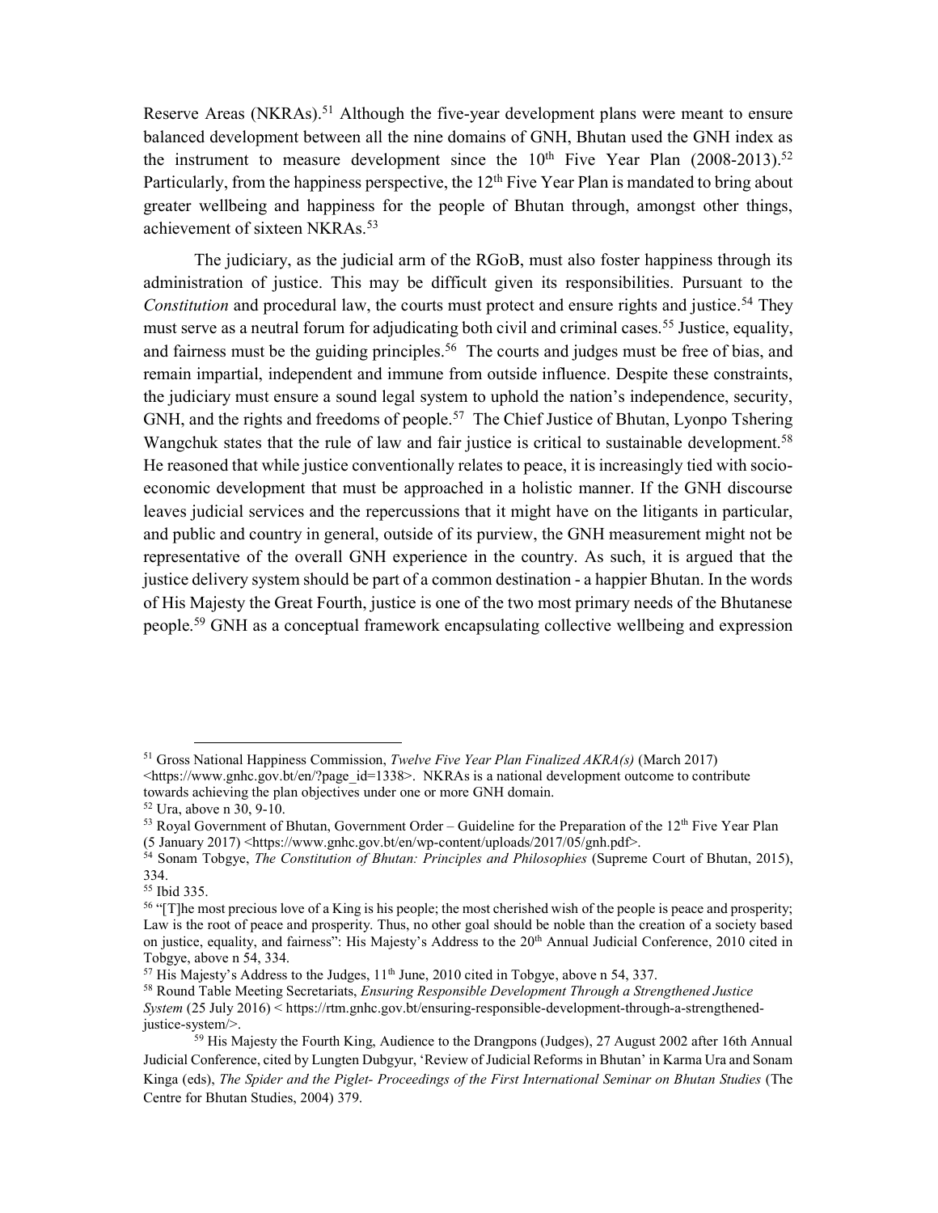Reserve Areas (NKRAs).[51] Although the five-year development plans were meant to ensure balanced development between all the nine domains of GNH, Bhutan used the GNH index as the instrument to measure development since the 10th Five Year Plan (2008-2013).[52] Particularly, from the happiness perspective, the 12th Five Year Plan is mandated to bring about greater wellbeing and happiness for the people of Bhutan through, amongst other things, achievement of sixteen NKRAs.[53]

The judiciary, as the judicial arm of the RGoB, must also foster happiness through its administration of justice. This may be difficult given its responsibilities. Pursuant to the *Constitution* and procedural law, the courts must protect and ensure rights and justice.[54] They must serve as a neutral forum for adjudicating both civil and criminal cases.[55] Justice, equality, and fairness must be the guiding principles.[56] The courts and judges must be free of bias, and remain impartial, independent and immune from outside influence. Despite these constraints, the judiciary must ensure a sound legal system to uphold the nation's independence, security, GNH, and the rights and freedoms of people.[57] The Chief Justice of Bhutan, Lyonpo Tshering Wangchuk states that the rule of law and fair justice is critical to sustainable development.[58] He reasoned that while justice conventionally relates to peace, it is increasingly tied with socio-economic development that must be approached in a holistic manner. If the GNH discourse leaves judicial services and the repercussions that it might have on the litigants in particular, and public and country in general, outside of its purview, the GNH measurement might not be representative of the overall GNH experience in the country. As such, it is argued that the justice delivery system should be part of a common destination - a happier Bhutan. In the words of His Majesty the Great Fourth, justice is one of the two most primary needs of the Bhutanese people.[59] GNH as a conceptual framework encapsulating collective wellbeing and expression

---

[51] Gross National Happiness Commission, *Twelve Five Year Plan Finalized AKRA(s)* (March 2017) <https://www.gnhc.gov.bt/en/?page_id=1338>. NKRAs is a national development outcome to contribute towards achieving the plan objectives under one or more GNH domain.

[52] Ura, above n 30, 9-10.

[53] Royal Government of Bhutan, Government Order – Guideline for the Preparation of the 12th Five Year Plan (5 January 2017) <https://www.gnhc.gov.bt/en/wp-content/uploads/2017/05/gnh.pdf>.

[54] Sonam Tobgye, *The Constitution of Bhutan: Principles and Philosophies* (Supreme Court of Bhutan, 2015), 334.

[55] Ibid 335.

[56] "[T]he most precious love of a King is his people; the most cherished wish of the people is peace and prosperity; Law is the root of peace and prosperity. Thus, no other goal should be noble than the creation of a society based on justice, equality, and fairness": His Majesty's Address to the 20th Annual Judicial Conference, 2010 cited in Tobgye, above n 54, 334.

[57] His Majesty's Address to the Judges, 11th June, 2010 cited in Tobgye, above n 54, 337.

[58] Round Table Meeting Secretariats, *Ensuring Responsible Development Through a Strengthened Justice System* (25 July 2016) < https://rtm.gnhc.gov.bt/ensuring-responsible-development-through-a-strengthened-justice-system/>.

[59] His Majesty the Fourth King, Audience to the Drangpons (Judges), 27 August 2002 after 16th Annual Judicial Conference, cited by Lungten Dubgyur, 'Review of Judicial Reforms in Bhutan' in Karma Ura and Sonam Kinga (eds), *The Spider and the Piglet- Proceedings of the First International Seminar on Bhutan Studies* (The Centre for Bhutan Studies, 2004) 379.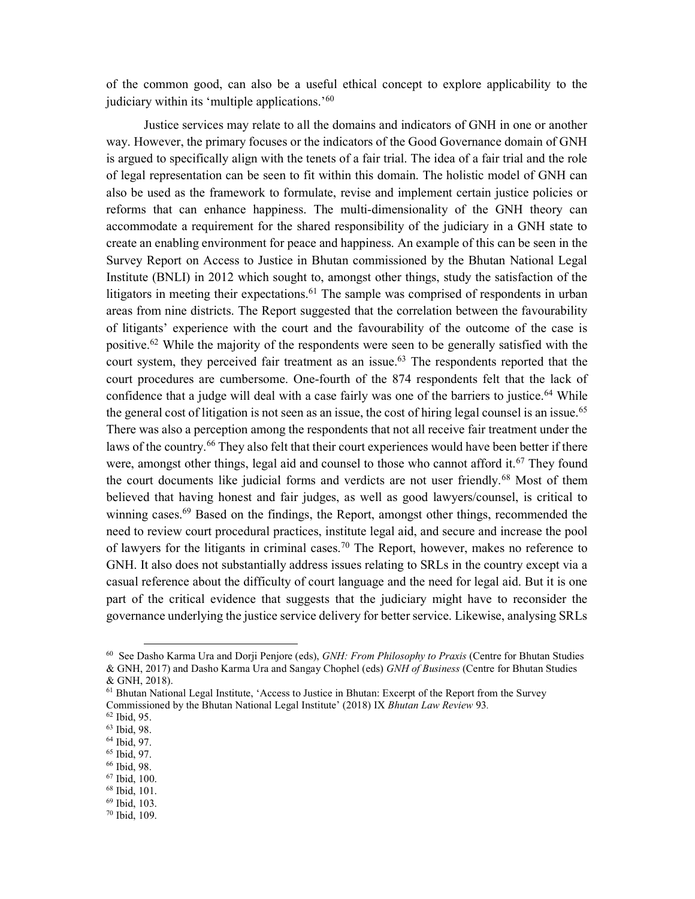of the common good, can also be a useful ethical concept to explore applicability to the judiciary within its 'multiple applications.'[60]

Justice services may relate to all the domains and indicators of GNH in one or another way. However, the primary focuses or the indicators of the Good Governance domain of GNH is argued to specifically align with the tenets of a fair trial. The idea of a fair trial and the role of legal representation can be seen to fit within this domain. The holistic model of GNH can also be used as the framework to formulate, revise and implement certain justice policies or reforms that can enhance happiness. The multi-dimensionality of the GNH theory can accommodate a requirement for the shared responsibility of the judiciary in a GNH state to create an enabling environment for peace and happiness. An example of this can be seen in the Survey Report on Access to Justice in Bhutan commissioned by the Bhutan National Legal Institute (BNLI) in 2012 which sought to, amongst other things, study the satisfaction of the litigators in meeting their expectations.[61] The sample was comprised of respondents in urban areas from nine districts. The Report suggested that the correlation between the favourability of litigants' experience with the court and the favourability of the outcome of the case is positive.[62] While the majority of the respondents were seen to be generally satisfied with the court system, they perceived fair treatment as an issue.[63] The respondents reported that the court procedures are cumbersome. One-fourth of the 874 respondents felt that the lack of confidence that a judge will deal with a case fairly was one of the barriers to justice.[64] While the general cost of litigation is not seen as an issue, the cost of hiring legal counsel is an issue.[65] There was also a perception among the respondents that not all receive fair treatment under the laws of the country.[66] They also felt that their court experiences would have been better if there were, amongst other things, legal aid and counsel to those who cannot afford it.[67] They found the court documents like judicial forms and verdicts are not user friendly.[68] Most of them believed that having honest and fair judges, as well as good lawyers/counsel, is critical to winning cases.[69] Based on the findings, the Report, amongst other things, recommended the need to review court procedural practices, institute legal aid, and secure and increase the pool of lawyers for the litigants in criminal cases.[70] The Report, however, makes no reference to GNH. It also does not substantially address issues relating to SRLs in the country except via a casual reference about the difficulty of court language and the need for legal aid. But it is one part of the critical evidence that suggests that the judiciary might have to reconsider the governance underlying the justice service delivery for better service. Likewise, analysing SRLs

---

[60] See Dasho Karma Ura and Dorji Penjore (eds), *GNH: From Philosophy to Praxis* (Centre for Bhutan Studies & GNH, 2017) and Dasho Karma Ura and Sangay Chophel (eds) *GNH of Business* (Centre for Bhutan Studies & GNH, 2018).

[61] Bhutan National Legal Institute, 'Access to Justice in Bhutan: Excerpt of the Report from the Survey Commissioned by the Bhutan National Legal Institute' (2018) IX *Bhutan Law Review* 93.

[62] Ibid, 95.

[63] Ibid, 98.

[64] Ibid, 97.

[65] Ibid, 97.

[66] Ibid, 98.

[67] Ibid, 100.

[68] Ibid, 101.

[69] Ibid, 103.

[70] Ibid, 109.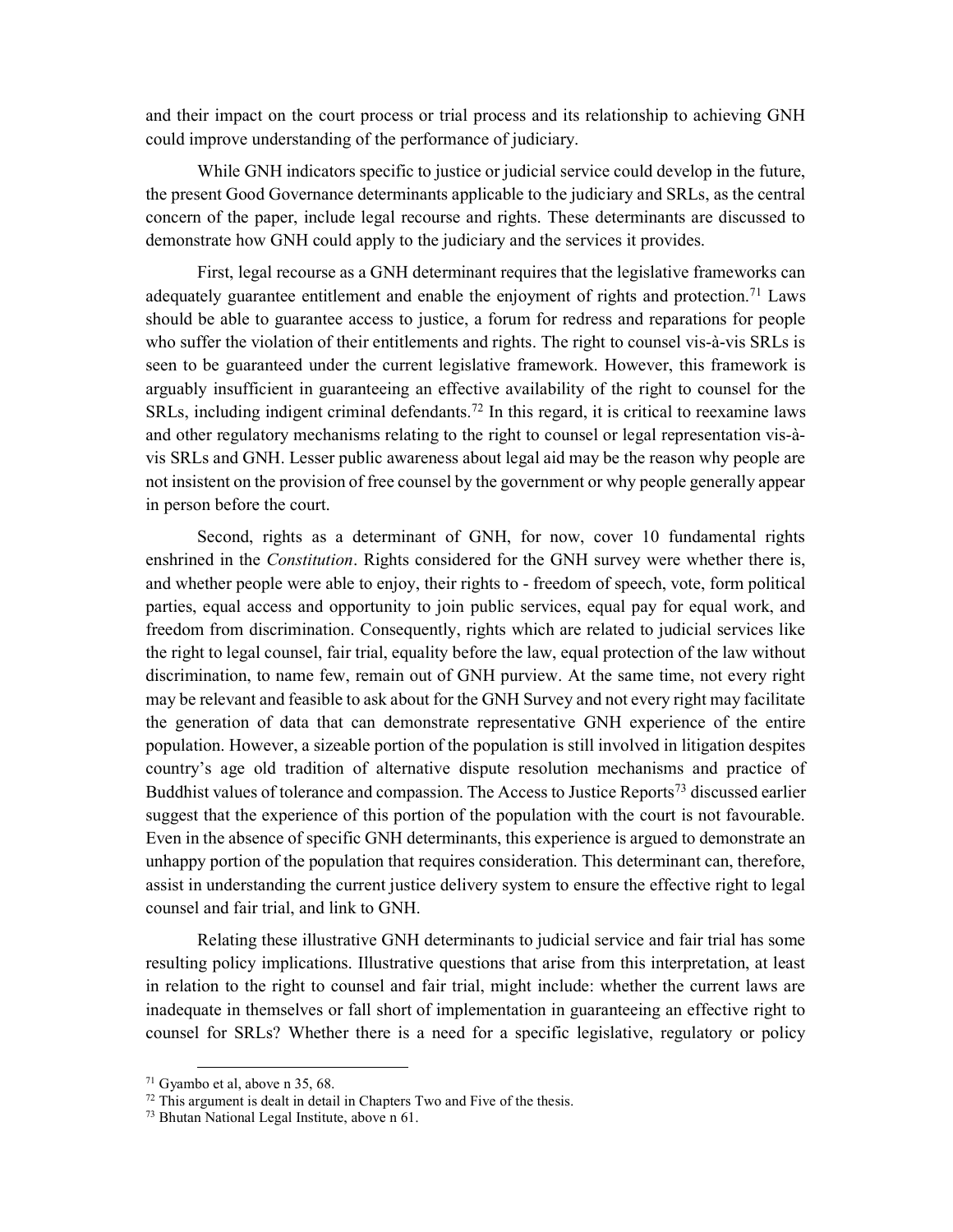and their impact on the court process or trial process and its relationship to achieving GNH could improve understanding of the performance of judiciary.

While GNH indicators specific to justice or judicial service could develop in the future, the present Good Governance determinants applicable to the judiciary and SRLs, as the central concern of the paper, include legal recourse and rights. These determinants are discussed to demonstrate how GNH could apply to the judiciary and the services it provides.

First, legal recourse as a GNH determinant requires that the legislative frameworks can adequately guarantee entitlement and enable the enjoyment of rights and protection.[71] Laws should be able to guarantee access to justice, a forum for redress and reparations for people who suffer the violation of their entitlements and rights. The right to counsel vis-à-vis SRLs is seen to be guaranteed under the current legislative framework. However, this framework is arguably insufficient in guaranteeing an effective availability of the right to counsel for the SRLs, including indigent criminal defendants.[72] In this regard, it is critical to reexamine laws and other regulatory mechanisms relating to the right to counsel or legal representation vis-à-vis SRLs and GNH. Lesser public awareness about legal aid may be the reason why people are not insistent on the provision of free counsel by the government or why people generally appear in person before the court.

Second, rights as a determinant of GNH, for now, cover 10 fundamental rights enshrined in the *Constitution*. Rights considered for the GNH survey were whether there is, and whether people were able to enjoy, their rights to - freedom of speech, vote, form political parties, equal access and opportunity to join public services, equal pay for equal work, and freedom from discrimination. Consequently, rights which are related to judicial services like the right to legal counsel, fair trial, equality before the law, equal protection of the law without discrimination, to name few, remain out of GNH purview. At the same time, not every right may be relevant and feasible to ask about for the GNH Survey and not every right may facilitate the generation of data that can demonstrate representative GNH experience of the entire population. However, a sizeable portion of the population is still involved in litigation despites country's age old tradition of alternative dispute resolution mechanisms and practice of Buddhist values of tolerance and compassion. The Access to Justice Reports[73] discussed earlier suggest that the experience of this portion of the population with the court is not favourable. Even in the absence of specific GNH determinants, this experience is argued to demonstrate an unhappy portion of the population that requires consideration. This determinant can, therefore, assist in understanding the current justice delivery system to ensure the effective right to legal counsel and fair trial, and link to GNH.

Relating these illustrative GNH determinants to judicial service and fair trial has some resulting policy implications. Illustrative questions that arise from this interpretation, at least in relation to the right to counsel and fair trial, might include: whether the current laws are inadequate in themselves or fall short of implementation in guaranteeing an effective right to counsel for SRLs? Whether there is a need for a specific legislative, regulatory or policy

---

[71] Gyambo et al, above n 35, 68.

[72] This argument is dealt in detail in Chapters Two and Five of the thesis.

[73] Bhutan National Legal Institute, above n 61.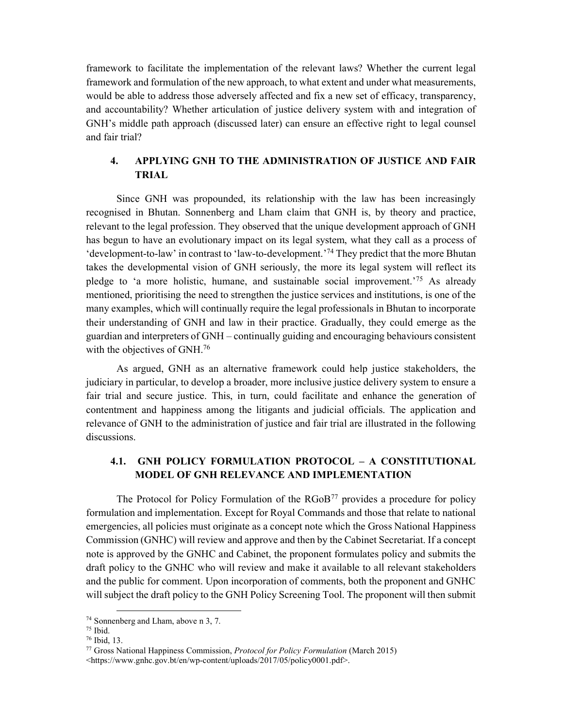framework to facilitate the implementation of the relevant laws? Whether the current legal framework and formulation of the new approach, to what extent and under what measurements, would be able to address those adversely affected and fix a new set of efficacy, transparency, and accountability? Whether articulation of justice delivery system with and integration of GNH's middle path approach (discussed later) can ensure an effective right to legal counsel and fair trial?

## 4. APPLYING GNH TO THE ADMINISTRATION OF JUSTICE AND FAIR TRIAL

Since GNH was propounded, its relationship with the law has been increasingly recognised in Bhutan. Sonnenberg and Lham claim that GNH is, by theory and practice, relevant to the legal profession. They observed that the unique development approach of GNH has begun to have an evolutionary impact on its legal system, what they call as a process of 'development-to-law' in contrast to 'law-to-development.'[74] They predict that the more Bhutan takes the developmental vision of GNH seriously, the more its legal system will reflect its pledge to 'a more holistic, humane, and sustainable social improvement.'[75] As already mentioned, prioritising the need to strengthen the justice services and institutions, is one of the many examples, which will continually require the legal professionals in Bhutan to incorporate their understanding of GNH and law in their practice. Gradually, they could emerge as the guardian and interpreters of GNH – continually guiding and encouraging behaviours consistent with the objectives of GNH.[76]

As argued, GNH as an alternative framework could help justice stakeholders, the judiciary in particular, to develop a broader, more inclusive justice delivery system to ensure a fair trial and secure justice. This, in turn, could facilitate and enhance the generation of contentment and happiness among the litigants and judicial officials. The application and relevance of GNH to the administration of justice and fair trial are illustrated in the following discussions.

### 4.1. GNH POLICY FORMULATION PROTOCOL – A CONSTITUTIONAL MODEL OF GNH RELEVANCE AND IMPLEMENTATION

The Protocol for Policy Formulation of the RGoB[77] provides a procedure for policy formulation and implementation. Except for Royal Commands and those that relate to national emergencies, all policies must originate as a concept note which the Gross National Happiness Commission (GNHC) will review and approve and then by the Cabinet Secretariat. If a concept note is approved by the GNHC and Cabinet, the proponent formulates policy and submits the draft policy to the GNHC who will review and make it available to all relevant stakeholders and the public for comment. Upon incorporation of comments, both the proponent and GNHC will subject the draft policy to the GNH Policy Screening Tool. The proponent will then submit

---

[74] Sonnenberg and Lham, above n 3, 7.

[75] Ibid.

[76] Ibid, 13.

[77] Gross National Happiness Commission, *Protocol for Policy Formulation* (March 2015) <https://www.gnhc.gov.bt/en/wp-content/uploads/2017/05/policy0001.pdf>.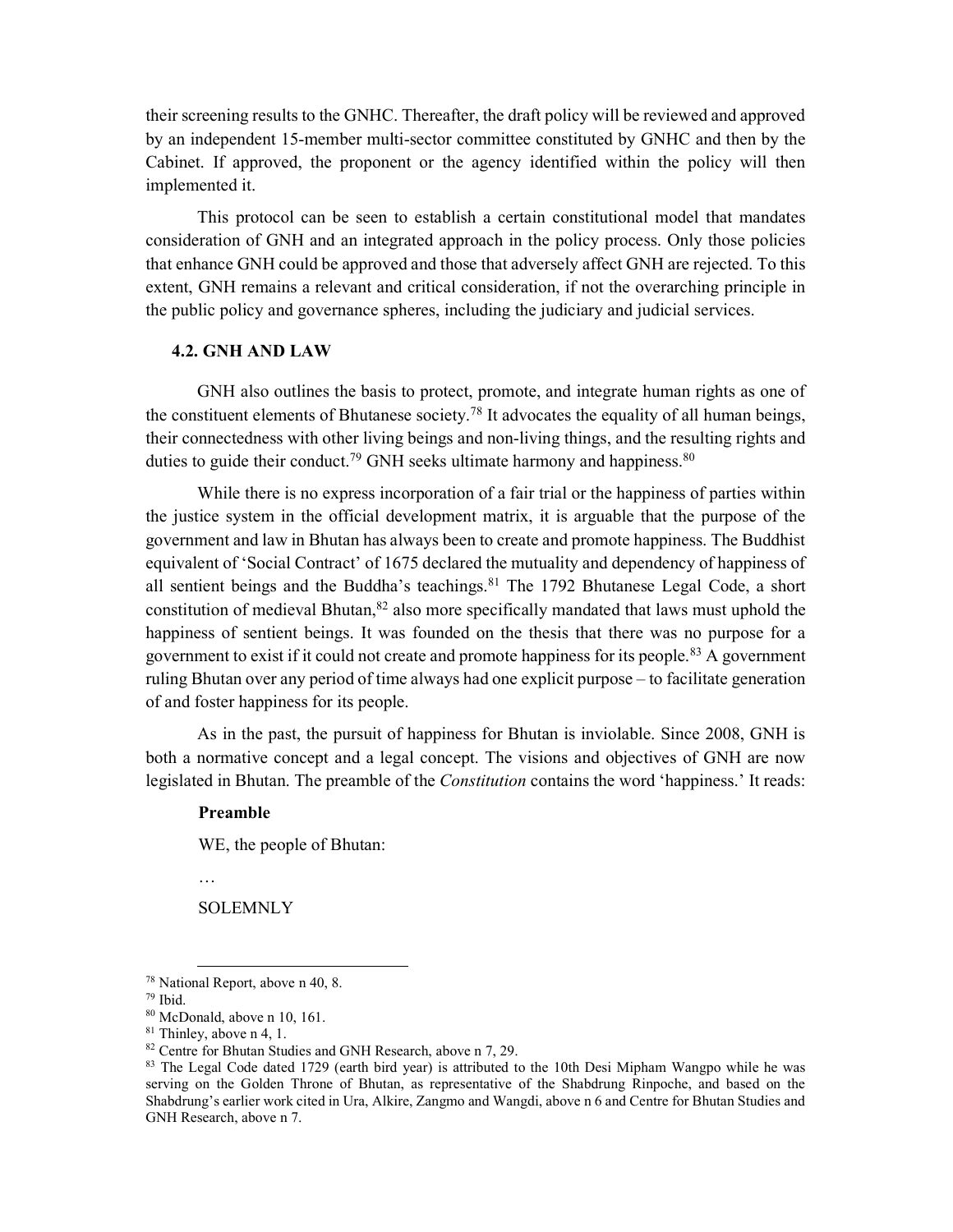their screening results to the GNHC. Thereafter, the draft policy will be reviewed and approved by an independent 15-member multi-sector committee constituted by GNHC and then by the Cabinet. If approved, the proponent or the agency identified within the policy will then implemented it.

This protocol can be seen to establish a certain constitutional model that mandates consideration of GNH and an integrated approach in the policy process. Only those policies that enhance GNH could be approved and those that adversely affect GNH are rejected. To this extent, GNH remains a relevant and critical consideration, if not the overarching principle in the public policy and governance spheres, including the judiciary and judicial services.

### 4.2. GNH AND LAW

GNH also outlines the basis to protect, promote, and integrate human rights as one of the constituent elements of Bhutanese society.[78] It advocates the equality of all human beings, their connectedness with other living beings and non-living things, and the resulting rights and duties to guide their conduct.[79] GNH seeks ultimate harmony and happiness.[80]

While there is no express incorporation of a fair trial or the happiness of parties within the justice system in the official development matrix, it is arguable that the purpose of the government and law in Bhutan has always been to create and promote happiness. The Buddhist equivalent of 'Social Contract' of 1675 declared the mutuality and dependency of happiness of all sentient beings and the Buddha's teachings.[81] The 1792 Bhutanese Legal Code, a short constitution of medieval Bhutan,[82] also more specifically mandated that laws must uphold the happiness of sentient beings. It was founded on the thesis that there was no purpose for a government to exist if it could not create and promote happiness for its people.[83] A government ruling Bhutan over any period of time always had one explicit purpose – to facilitate generation of and foster happiness for its people.

As in the past, the pursuit of happiness for Bhutan is inviolable. Since 2008, GNH is both a normative concept and a legal concept. The visions and objectives of GNH are now legislated in Bhutan. The preamble of the *Constitution* contains the word 'happiness.' It reads:

> **Preamble**
>
> WE, the people of Bhutan:
>
> …
>
> SOLEMNLY

---

[78] National Report, above n 40, 8.

[79] Ibid.

[80] McDonald, above n 10, 161.

[81] Thinley, above n 4, 1.

[82] Centre for Bhutan Studies and GNH Research, above n 7, 29.

[83] The Legal Code dated 1729 (earth bird year) is attributed to the 10th Desi Mipham Wangpo while he was serving on the Golden Throne of Bhutan, as representative of the Shabdrung Rinpoche, and based on the Shabdrung's earlier work cited in Ura, Alkire, Zangmo and Wangdi, above n 6 and Centre for Bhutan Studies and GNH Research, above n 7.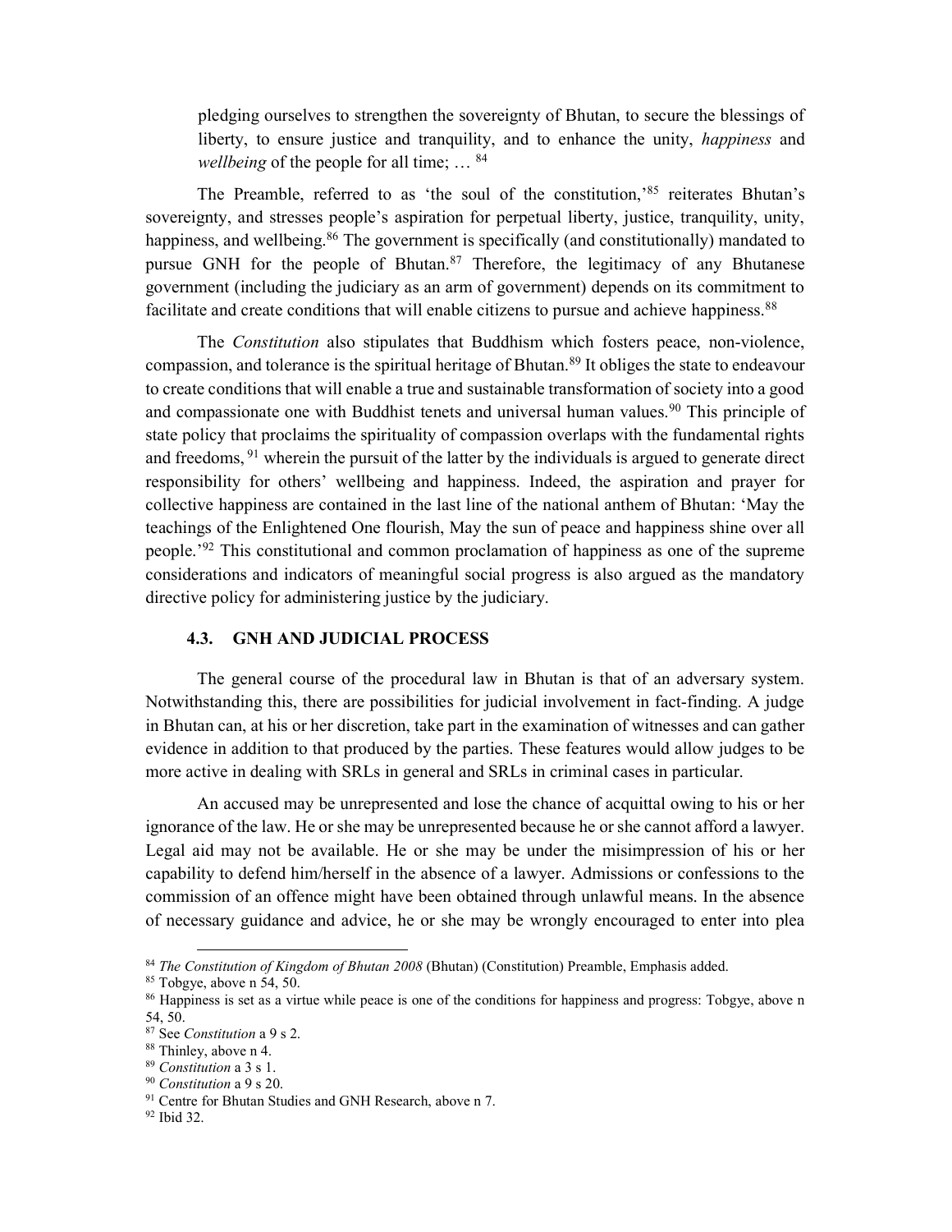pledging ourselves to strengthen the sovereignty of Bhutan, to secure the blessings of liberty, to ensure justice and tranquility, and to enhance the unity, *happiness* and *wellbeing* of the people for all time; … [84]

The Preamble, referred to as 'the soul of the constitution,'[85] reiterates Bhutan's sovereignty, and stresses people's aspiration for perpetual liberty, justice, tranquility, unity, happiness, and wellbeing.[86] The government is specifically (and constitutionally) mandated to pursue GNH for the people of Bhutan.[87] Therefore, the legitimacy of any Bhutanese government (including the judiciary as an arm of government) depends on its commitment to facilitate and create conditions that will enable citizens to pursue and achieve happiness.[88]

The *Constitution* also stipulates that Buddhism which fosters peace, non-violence, compassion, and tolerance is the spiritual heritage of Bhutan.[89] It obliges the state to endeavour to create conditions that will enable a true and sustainable transformation of society into a good and compassionate one with Buddhist tenets and universal human values.[90] This principle of state policy that proclaims the spirituality of compassion overlaps with the fundamental rights and freedoms, [91] wherein the pursuit of the latter by the individuals is argued to generate direct responsibility for others' wellbeing and happiness. Indeed, the aspiration and prayer for collective happiness are contained in the last line of the national anthem of Bhutan: 'May the teachings of the Enlightened One flourish, May the sun of peace and happiness shine over all people.'[92] This constitutional and common proclamation of happiness as one of the supreme considerations and indicators of meaningful social progress is also argued as the mandatory directive policy for administering justice by the judiciary.

### 4.3. GNH AND JUDICIAL PROCESS

The general course of the procedural law in Bhutan is that of an adversary system. Notwithstanding this, there are possibilities for judicial involvement in fact-finding. A judge in Bhutan can, at his or her discretion, take part in the examination of witnesses and can gather evidence in addition to that produced by the parties. These features would allow judges to be more active in dealing with SRLs in general and SRLs in criminal cases in particular.

An accused may be unrepresented and lose the chance of acquittal owing to his or her ignorance of the law. He or she may be unrepresented because he or she cannot afford a lawyer. Legal aid may not be available. He or she may be under the misimpression of his or her capability to defend him/herself in the absence of a lawyer. Admissions or confessions to the commission of an offence might have been obtained through unlawful means. In the absence of necessary guidance and advice, he or she may be wrongly encouraged to enter into plea

---

[84] *The Constitution of Kingdom of Bhutan 2008* (Bhutan) (Constitution) Preamble, Emphasis added.

[85] Tobgye, above n 54, 50.

[86] Happiness is set as a virtue while peace is one of the conditions for happiness and progress: Tobgye, above n 54, 50.

[87] See *Constitution* a 9 s 2.

[88] Thinley, above n 4.

[89] *Constitution* a 3 s 1.

[90] *Constitution* a 9 s 20.

[91] Centre for Bhutan Studies and GNH Research, above n 7.

[92] Ibid 32.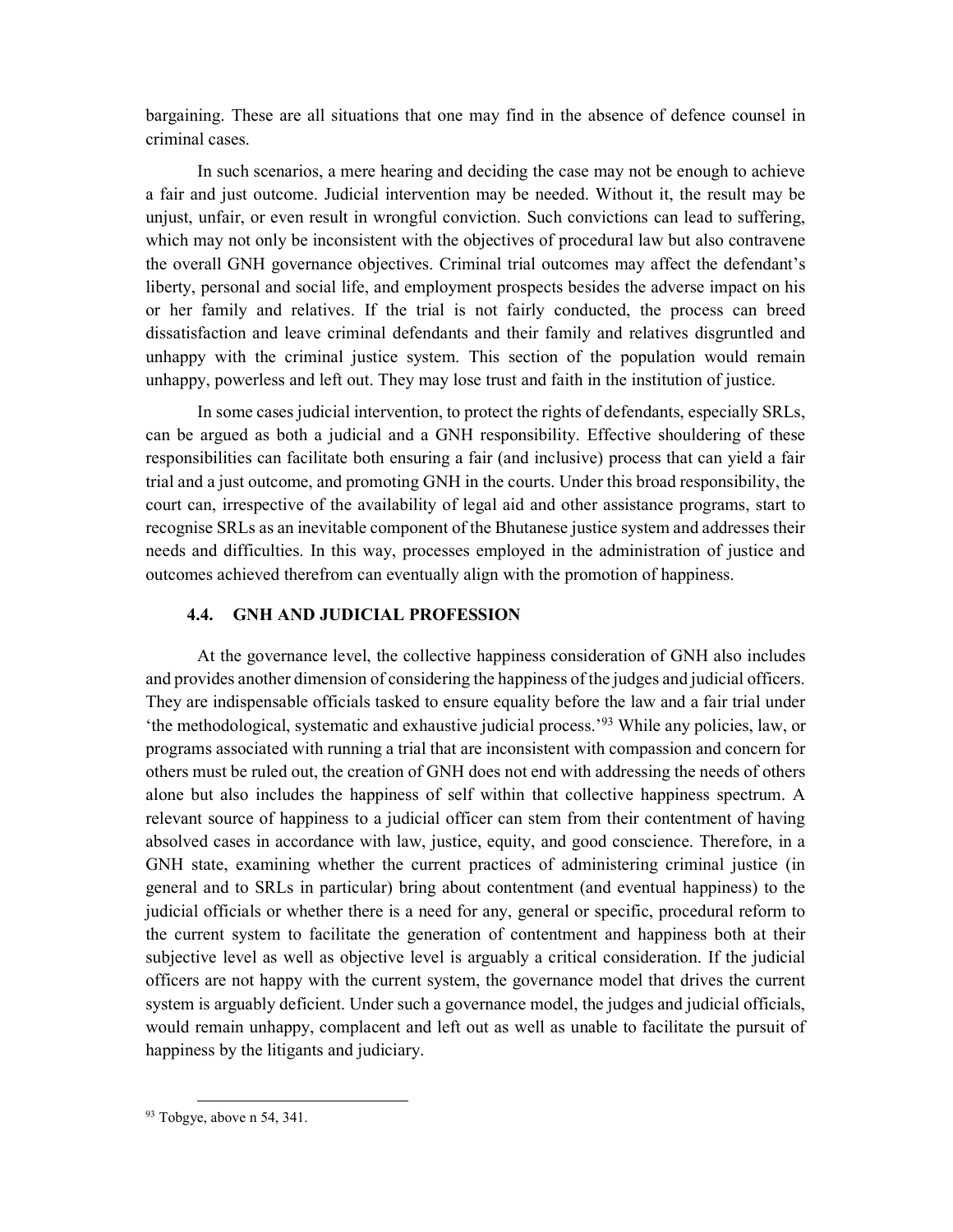bargaining. These are all situations that one may find in the absence of defence counsel in criminal cases.

In such scenarios, a mere hearing and deciding the case may not be enough to achieve a fair and just outcome. Judicial intervention may be needed. Without it, the result may be unjust, unfair, or even result in wrongful conviction. Such convictions can lead to suffering, which may not only be inconsistent with the objectives of procedural law but also contravene the overall GNH governance objectives. Criminal trial outcomes may affect the defendant's liberty, personal and social life, and employment prospects besides the adverse impact on his or her family and relatives. If the trial is not fairly conducted, the process can breed dissatisfaction and leave criminal defendants and their family and relatives disgruntled and unhappy with the criminal justice system. This section of the population would remain unhappy, powerless and left out. They may lose trust and faith in the institution of justice.

In some cases judicial intervention, to protect the rights of defendants, especially SRLs, can be argued as both a judicial and a GNH responsibility. Effective shouldering of these responsibilities can facilitate both ensuring a fair (and inclusive) process that can yield a fair trial and a just outcome, and promoting GNH in the courts. Under this broad responsibility, the court can, irrespective of the availability of legal aid and other assistance programs, start to recognise SRLs as an inevitable component of the Bhutanese justice system and addresses their needs and difficulties. In this way, processes employed in the administration of justice and outcomes achieved therefrom can eventually align with the promotion of happiness.

### 4.4. GNH AND JUDICIAL PROFESSION

At the governance level, the collective happiness consideration of GNH also includes and provides another dimension of considering the happiness of the judges and judicial officers. They are indispensable officials tasked to ensure equality before the law and a fair trial under 'the methodological, systematic and exhaustive judicial process.'[93] While any policies, law, or programs associated with running a trial that are inconsistent with compassion and concern for others must be ruled out, the creation of GNH does not end with addressing the needs of others alone but also includes the happiness of self within that collective happiness spectrum. A relevant source of happiness to a judicial officer can stem from their contentment of having absolved cases in accordance with law, justice, equity, and good conscience. Therefore, in a GNH state, examining whether the current practices of administering criminal justice (in general and to SRLs in particular) bring about contentment (and eventual happiness) to the judicial officials or whether there is a need for any, general or specific, procedural reform to the current system to facilitate the generation of contentment and happiness both at their subjective level as well as objective level is arguably a critical consideration. If the judicial officers are not happy with the current system, the governance model that drives the current system is arguably deficient. Under such a governance model, the judges and judicial officials, would remain unhappy, complacent and left out as well as unable to facilitate the pursuit of happiness by the litigants and judiciary.

[93] Tobgye, above n 54, 341.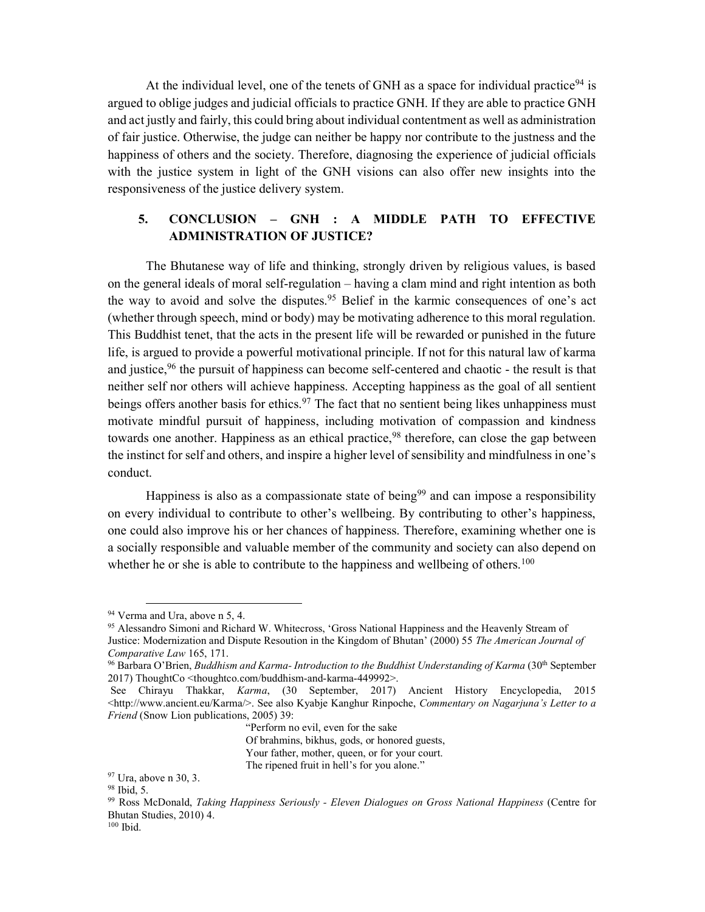At the individual level, one of the tenets of GNH as a space for individual practice[94] is argued to oblige judges and judicial officials to practice GNH. If they are able to practice GNH and act justly and fairly, this could bring about individual contentment as well as administration of fair justice. Otherwise, the judge can neither be happy nor contribute to the justness and the happiness of others and the society. Therefore, diagnosing the experience of judicial officials with the justice system in light of the GNH visions can also offer new insights into the responsiveness of the justice delivery system.

## 5. CONCLUSION – GNH : A MIDDLE PATH TO EFFECTIVE ADMINISTRATION OF JUSTICE?

The Bhutanese way of life and thinking, strongly driven by religious values, is based on the general ideals of moral self-regulation – having a clam mind and right intention as both the way to avoid and solve the disputes.[95] Belief in the karmic consequences of one's act (whether through speech, mind or body) may be motivating adherence to this moral regulation. This Buddhist tenet, that the acts in the present life will be rewarded or punished in the future life, is argued to provide a powerful motivational principle. If not for this natural law of karma and justice,[96] the pursuit of happiness can become self-centered and chaotic - the result is that neither self nor others will achieve happiness. Accepting happiness as the goal of all sentient beings offers another basis for ethics.[97] The fact that no sentient being likes unhappiness must motivate mindful pursuit of happiness, including motivation of compassion and kindness towards one another. Happiness as an ethical practice,[98] therefore, can close the gap between the instinct for self and others, and inspire a higher level of sensibility and mindfulness in one's conduct.

Happiness is also as a compassionate state of being[99] and can impose a responsibility on every individual to contribute to other's wellbeing. By contributing to other's happiness, one could also improve his or her chances of happiness. Therefore, examining whether one is a socially responsible and valuable member of the community and society can also depend on whether he or she is able to contribute to the happiness and wellbeing of others.[100]

---

[94] Verma and Ura, above n 5, 4.

[95] Alessandro Simoni and Richard W. Whitecross, 'Gross National Happiness and the Heavenly Stream of Justice: Modernization and Dispute Resoution in the Kingdom of Bhutan' (2000) 55 *The American Journal of Comparative Law* 165, 171.

[96] Barbara O'Brien, *Buddhism and Karma- Introduction to the Buddhist Understanding of Karma* (30th September 2017) ThoughtCo <thoughtco.com/buddhism-and-karma-449992>.
See Chirayu Thakkar, *Karma*, (30 September, 2017) Ancient History Encyclopedia, 2015 <http://www.ancient.eu/Karma/>. See also Kyabje Kanghur Rinpoche, *Commentary on Nagarjuna's Letter to a Friend* (Snow Lion publications, 2005) 39:

> "Perform no evil, even for the sake
> Of brahmins, bikhus, gods, or honored guests,
> Your father, mother, queen, or for your court.
> The ripened fruit in hell's for you alone."

[97] Ura, above n 30, 3.

[98] Ibid, 5.

[99] Ross McDonald, *Taking Happiness Seriously - Eleven Dialogues on Gross National Happiness* (Centre for Bhutan Studies, 2010) 4.

[100] Ibid.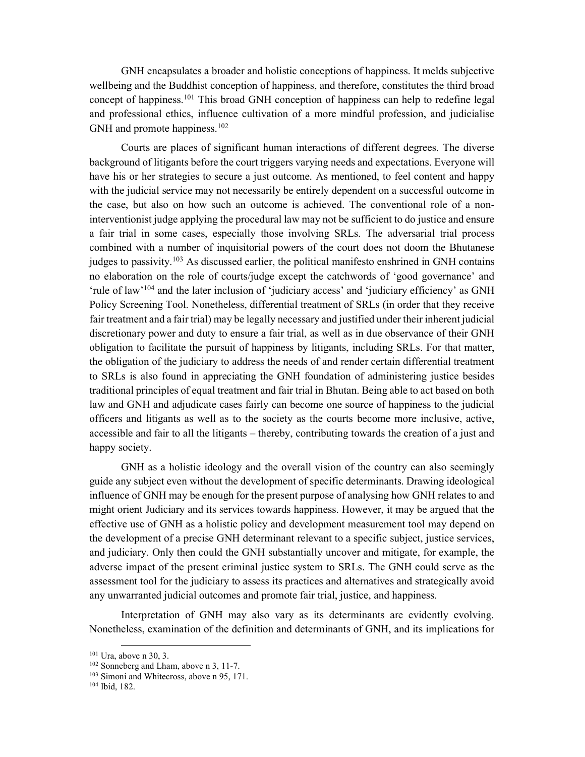GNH encapsulates a broader and holistic conceptions of happiness. It melds subjective wellbeing and the Buddhist conception of happiness, and therefore, constitutes the third broad concept of happiness.[101] This broad GNH conception of happiness can help to redefine legal and professional ethics, influence cultivation of a more mindful profession, and judicialise GNH and promote happiness.[102]

Courts are places of significant human interactions of different degrees. The diverse background of litigants before the court triggers varying needs and expectations. Everyone will have his or her strategies to secure a just outcome. As mentioned, to feel content and happy with the judicial service may not necessarily be entirely dependent on a successful outcome in the case, but also on how such an outcome is achieved. The conventional role of a non-interventionist judge applying the procedural law may not be sufficient to do justice and ensure a fair trial in some cases, especially those involving SRLs. The adversarial trial process combined with a number of inquisitorial powers of the court does not doom the Bhutanese judges to passivity.[103] As discussed earlier, the political manifesto enshrined in GNH contains no elaboration on the role of courts/judge except the catchwords of 'good governance' and 'rule of law'[104] and the later inclusion of 'judiciary access' and 'judiciary efficiency' as GNH Policy Screening Tool. Nonetheless, differential treatment of SRLs (in order that they receive fair treatment and a fair trial) may be legally necessary and justified under their inherent judicial discretionary power and duty to ensure a fair trial, as well as in due observance of their GNH obligation to facilitate the pursuit of happiness by litigants, including SRLs. For that matter, the obligation of the judiciary to address the needs of and render certain differential treatment to SRLs is also found in appreciating the GNH foundation of administering justice besides traditional principles of equal treatment and fair trial in Bhutan. Being able to act based on both law and GNH and adjudicate cases fairly can become one source of happiness to the judicial officers and litigants as well as to the society as the courts become more inclusive, active, accessible and fair to all the litigants – thereby, contributing towards the creation of a just and happy society.

GNH as a holistic ideology and the overall vision of the country can also seemingly guide any subject even without the development of specific determinants. Drawing ideological influence of GNH may be enough for the present purpose of analysing how GNH relates to and might orient Judiciary and its services towards happiness. However, it may be argued that the effective use of GNH as a holistic policy and development measurement tool may depend on the development of a precise GNH determinant relevant to a specific subject, justice services, and judiciary. Only then could the GNH substantially uncover and mitigate, for example, the adverse impact of the present criminal justice system to SRLs. The GNH could serve as the assessment tool for the judiciary to assess its practices and alternatives and strategically avoid any unwarranted judicial outcomes and promote fair trial, justice, and happiness.

Interpretation of GNH may also vary as its determinants are evidently evolving. Nonetheless, examination of the definition and determinants of GNH, and its implications for

---

[101] Ura, above n 30, 3.

[102] Sonneberg and Lham, above n 3, 11-7.

[103] Simoni and Whitecross, above n 95, 171.

[104] Ibid, 182.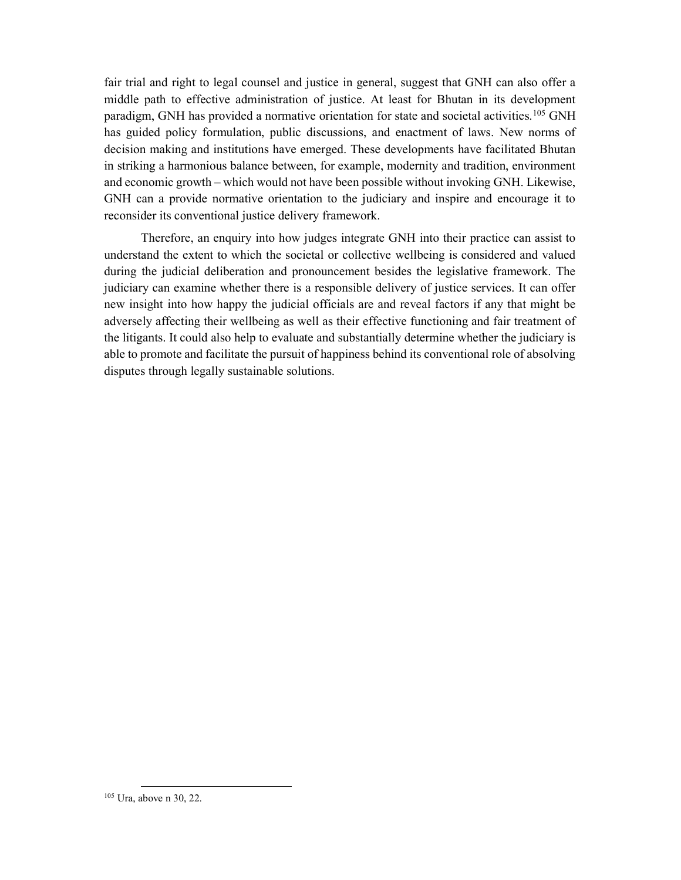fair trial and right to legal counsel and justice in general, suggest that GNH can also offer a middle path to effective administration of justice. At least for Bhutan in its development paradigm, GNH has provided a normative orientation for state and societal activities.[105] GNH has guided policy formulation, public discussions, and enactment of laws. New norms of decision making and institutions have emerged. These developments have facilitated Bhutan in striking a harmonious balance between, for example, modernity and tradition, environment and economic growth – which would not have been possible without invoking GNH. Likewise, GNH can a provide normative orientation to the judiciary and inspire and encourage it to reconsider its conventional justice delivery framework.

Therefore, an enquiry into how judges integrate GNH into their practice can assist to understand the extent to which the societal or collective wellbeing is considered and valued during the judicial deliberation and pronouncement besides the legislative framework. The judiciary can examine whether there is a responsible delivery of justice services. It can offer new insight into how happy the judicial officials are and reveal factors if any that might be adversely affecting their wellbeing as well as their effective functioning and fair treatment of the litigants. It could also help to evaluate and substantially determine whether the judiciary is able to promote and facilitate the pursuit of happiness behind its conventional role of absolving disputes through legally sustainable solutions.

[105] Ura, above n 30, 22.